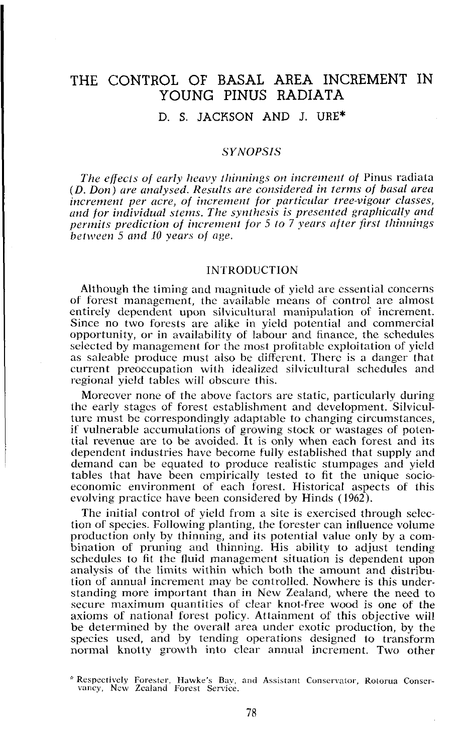# THE CONTROL OF BASAL AREA INCREMENT IN YOUNG PINUS RADIATA

D. S. JACKSON AND J. URE*

## SYNOPSIS

*The effects of early heavy thinnings on increment of* Pinus radiata *(D. Don) are analysed. Results are considered in terms of basal area increment per acre, of increment for particular tree-vigour classes, and for individual stems. The synthesis is presented graphically and permits prediction of increment for 5 to 7 years after first thinnings between 5 and 10 years of age.*

## INTRODUCTION

Although the timing and magnitude of yield are essential concerns of forest management, the available means of control are almost entirely dependent upon silvicultural manipulation of increment. Since no two forests are alike in yield potential and commercial opportunity, or in availability of labour and finance, the schedules selected by management for the most profitable exploitation of yield as saleable produce must also be different. There is a danger that current preoccupation with idealized silvicultural schedules and regional yield tables will obscure this.

Moreover none of the above factors are static, particularly during the early stages of forest establishment and development. Silviculture must be correspondingly adaptable to changing circumstances, if vulnerable accumulations of growing stock or wastages of potential revenue are to be avoided. It is only when each forest and its dependent industries have become fully established that supply and demand can be equated to produce realistic stumpages and yield tables that have been empirically tested to fit the unique socio-economic environment of each forest. Historical aspects of this evolving practice have been considered by Hinds (1962).

The initial control of yield from a site is exercised through selection of species. Following planting, the forester can influence volume production only by thinning, and its potential value only by a combination of pruning and thinning. His ability to adjust tending schedules to fit the fluid management situation is dependent upon analysis of the limits within which both the amount and distribution of annual increment may be controlled. Nowhere is this understanding more important than in New Zealand, where the need to secure maximum quantities of clear knot-free wood is one of the axioms of national forest policy. Attainment of this objective will be determined by the overall area under exotic production, by the species used, and by tending operations designed to transform normal knotty growth into clear annual increment. Two other

\* Respectively Forester, Hawke's Bay, and Assistant Conservator, Rotorua Conservancy, New Zealand Forest Service.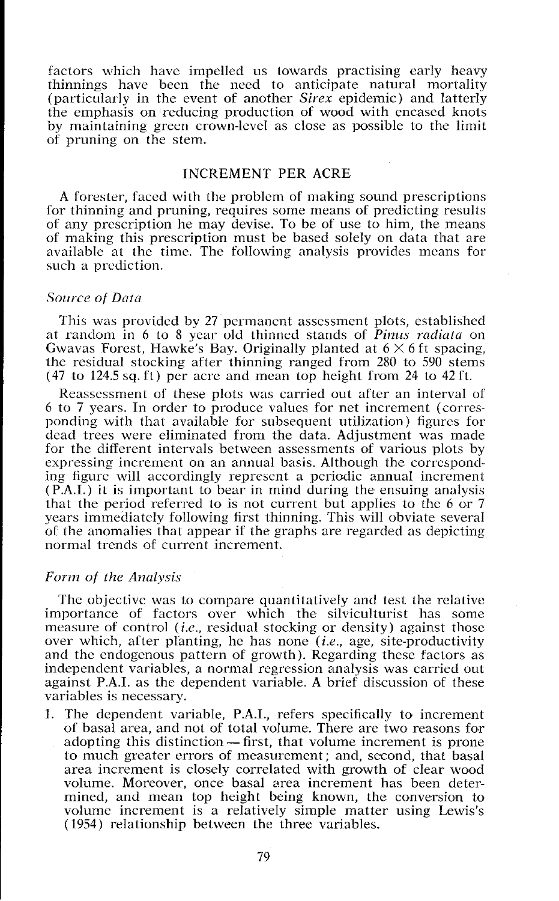factors which have impelled us towards practising early heavy thinnings have been the need to anticipate natural mortality (particularly in the event of another *Sirex* epidemic) and latterly the emphasis on reducing production of wood with encased knots by maintaining green crown-level as close as possible to the limit of pruning on the stem.

## INCREMENT PER ACRE

A forester, faced with the problem of making sound prescriptions for thinning and pruning, requires some means of predicting results of any prescription he may devise. To be of use to him, the means of making this prescription must be based solely on data that are available at the time. The following analysis provides means for such a prediction.

### *Source of Data*

This was provided by 27 permanent assessment plots, established at random in 6 to 8 year old thinned stands of *Pinus radiata* on Gwavas Forest, Hawke's Bay. Originally planted at 6 × 6 ft spacing, the residual stocking after thinning ranged from 280 to 590 stems (47 to 124.5 sq. ft) per acre and mean top height from 24 to 42 ft.

Reassessment of these plots was carried out after an interval of 6 to 7 years. In order to produce values for net increment (corresponding with that available for subsequent utilization) figures for dead trees were eliminated from the data. Adjustment was made for the different intervals between assessments of various plots by expressing increment on an annual basis. Although the corresponding figure will accordingly represent a periodic annual increment (P.A.I.) it is important to bear in mind during the ensuing analysis that the period referred to is not current but applies to the 6 or 7 years immediately following first thinning. This will obviate several of the anomalies that appear if the graphs are regarded as depicting normal trends of current increment.

### *Form of the Analysis*

The objective was to compare quantitatively and test the relative importance of factors over which the silviculturist has some measure of control (*i.e.*, residual stocking or density) against those over which, after planting, he has none (*i.e.*, age, site-productivity and the endogenous pattern of growth). Regarding these factors as independent variables, a normal regression analysis was carried out against P.A.I. as the dependent variable. A brief discussion of these variables is necessary.

1. The dependent variable, P.A.I., refers specifically to increment of basal area, and not of total volume. There are two reasons for adopting this distinction — first, that volume increment is prone to much greater errors of measurement; and, second, that basal area increment is closely correlated with growth of clear wood volume. Moreover, once basal area increment has been determined, and mean top height being known, the conversion to volume increment is a relatively simple matter using Lewis's (1954) relationship between the three variables.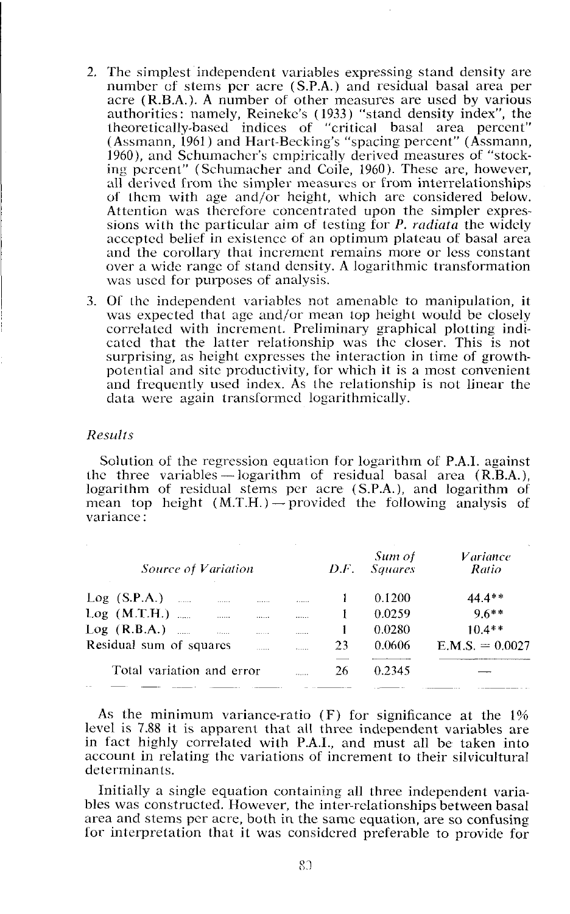2. The simplest independent variables expressing stand density are number of stems per acre (S.P.A.) and residual basal area per acre (R.B.A.). A number of other measures are used by various authorities: namely, Reineke's (1933) "stand density index", the theoretically-based indices of "critical basal area percent" (Assmann, 1961) and Hart-Becking's "spacing percent" (Assmann, 1960), and Schumacher's empirically derived measures of "stocking percent" (Schumacher and Coile, 1960). These are, however, all derived from the simpler measures or from interrelationships of them with age and/or height, which are considered below. Attention was therefore concentrated upon the simpler expressions with the particular aim of testing for *P. radiata* the widely accepted belief in existence of an optimum plateau of basal area and the corollary that increment remains more or less constant over a wide range of stand density. A logarithmic transformation was used for purposes of analysis.

3. Of the independent variables not amenable to manipulation, it was expected that age and/or mean top height would be closely correlated with increment. Preliminary graphical plotting indicated that the latter relationship was the closer. This is not surprising, as height expresses the interaction in time of growth-potential and site productivity, for which it is a most convenient and frequently used index. As the relationship is not linear the data were again transformed logarithmically.

### *Results*

Solution of the regression equation for logarithm of P.A.I. against the three variables — logarithm of residual basal area (R.B.A.), logarithm of residual stems per acre (S.P.A.), and logarithm of mean top height (M.T.H.) — provided the following analysis of variance:

| *Source of Variation* | *D.F.* | *Sum of Squares* | *Variance Ratio* |
|---|---|---|---|
| Log (S.P.A.) | 1 | 0.1200 | 44.4** |
| Log (M.T.H.) | 1 | 0.0259 | 9.6** |
| Log (R.B.A.) | 1 | 0.0280 | 10.4** |
| Residual sum of squares | 23 | 0.0606 | E.M.S. = 0.0027 |
| Total variation and error | 26 | 0.2345 | — |

As the minimum variance-ratio (F) for significance at the 1% level is 7.88 it is apparent that all three independent variables are in fact highly correlated with P.A.I., and must all be taken into account in relating the variations of increment to their silvicultural determinants.

Initially a single equation containing all three independent variables was constructed. However, the inter-relationships between basal area and stems per acre, both in the same equation, are so confusing for interpretation that it was considered preferable to provide for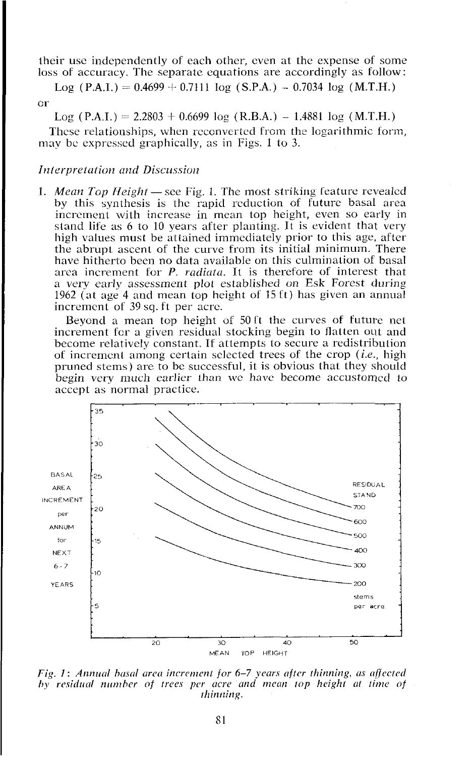their use independently of each other, even at the expense of some loss of accuracy. The separate equations are accordingly as follow:

$$\text{Log (P.A.I.)} = 0.4699 + 0.7111 \log \text{(S.P.A.)} - 0.7034 \log \text{(M.T.H.)}$$

or

$$\text{Log (P.A.I.)} = 2.2803 + 0.6699 \log \text{(R.B.A.)} - 1.4881 \log \text{(M.T.H.)}$$

These relationships, when reconverted from the logarithmic form, may be expressed graphically, as in Figs. 1 to 3.

*Interpretation and Discussion*

1. *Mean Top Height* — see Fig. 1. The most striking feature revealed by this synthesis is the rapid reduction of future basal area increment with increase in mean top height, even so early in stand life as 6 to 10 years after planting. It is evident that very high values must be attained immediately prior to this age, after the abrupt ascent of the curve from its initial minimum. There have hitherto been no data available on this culmination of basal area increment for *P. radiata*. It is therefore of interest that a very early assessment plot established on Esk Forest during 1962 (at age 4 and mean top height of 15 ft) has given an annual increment of 39 sq. ft per acre.

   Beyond a mean top height of 50 ft the curves of future net increment for a given residual stocking begin to flatten out and become relatively constant. If attempts to secure a redistribution of increment among certain selected trees of the crop (*i.e.*, high pruned stems) are to be successful, it is obvious that they should begin very much earlier than we have become accustomed to accept as normal practice.

*Fig. 1: Annual basal area increment for 6–7 years after thinning, as affected by residual number of trees per acre and mean top height at time of thinning.*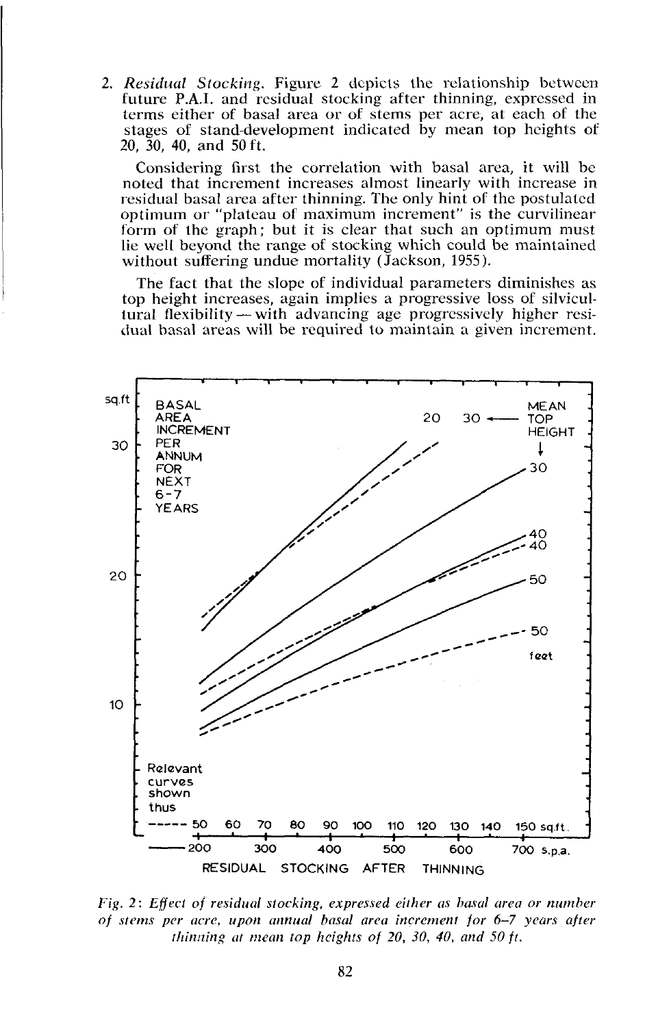2. *Residual Stocking.* Figure 2 depicts the relationship between future P.A.I. and residual stocking after thinning, expressed in terms either of basal area or of stems per acre, at each of the stages of stand-development indicated by mean top heights of 20, 30, 40, and 50 ft.

Considering first the correlation with basal area, it will be noted that increment increases almost linearly with increase in residual basal area after thinning. The only hint of the postulated optimum or "plateau of maximum increment" is the curvilinear form of the graph; but it is clear that such an optimum must lie well beyond the range of stocking which could be maintained without suffering undue mortality (Jackson, 1955).

The fact that the slope of individual parameters diminishes as top height increases, again implies a progressive loss of silvicultural flexibility — with advancing age progressively higher residual basal areas will be required to maintain a given increment.

*Fig. 2: Effect of residual stocking, expressed either as basal area or number of stems per acre, upon annual basal area increment for 6–7 years after thinning at mean top heights of 20, 30, 40, and 50 ft.*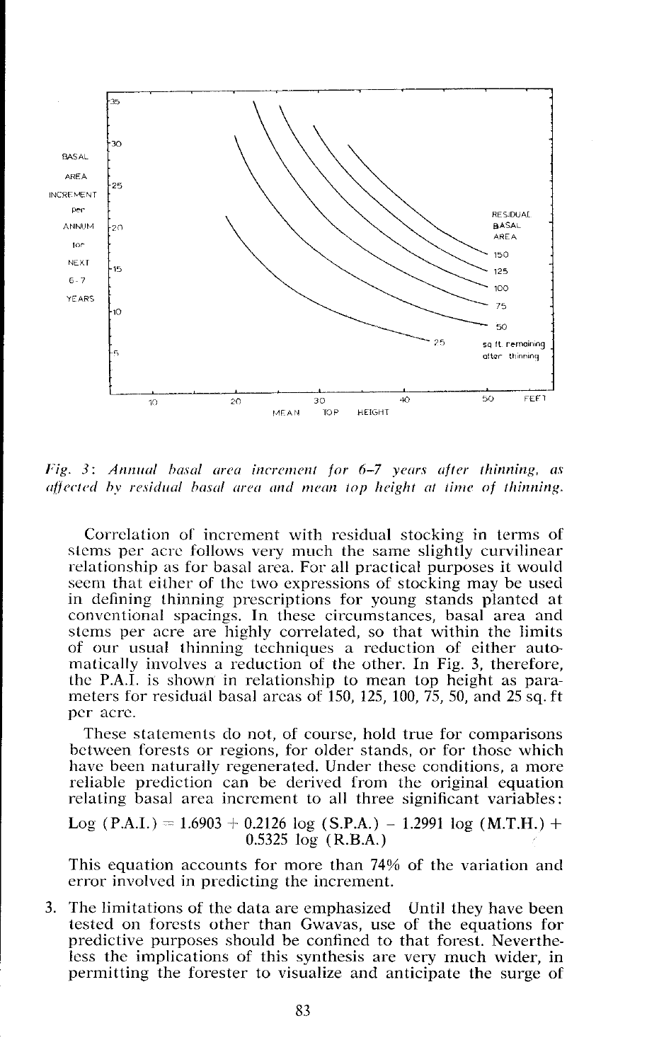*Fig. 3: Annual basal area increment for 6–7 years after thinning, as affected by residual basal area and mean top height at time of thinning.*

Correlation of increment with residual stocking in terms of stems per acre follows very much the same slightly curvilinear relationship as for basal area. For all practical purposes it would seem that either of the two expressions of stocking may be used in defining thinning prescriptions for young stands planted at conventional spacings. In these circumstances, basal area and stems per acre are highly correlated, so that within the limits of our usual thinning techniques a reduction of either automatically involves a reduction of the other. In Fig. 3, therefore, the P.A.I. is shown in relationship to mean top height as parameters for residual basal areas of 150, 125, 100, 75, 50, and 25 sq. ft per acre.

These statements do not, of course, hold true for comparisons between forests or regions, for older stands, or for those which have been naturally regenerated. Under these conditions, a more reliable prediction can be derived from the original equation relating basal area increment to all three significant variables:

$$\text{Log (P.A.I.)} = 1.6903 + 0.2126 \log \text{(S.P.A.)} - 1.2991 \log \text{(M.T.H.)} + 0.5325 \log \text{(R.B.A.)}$$

This equation accounts for more than 74% of the variation and error involved in predicting the increment.

3. The limitations of the data are emphasized Until they have been tested on forests other than Gwavas, use of the equations for predictive purposes should be confined to that forest. Nevertheless the implications of this synthesis are very much wider, in permitting the forester to visualize and anticipate the surge of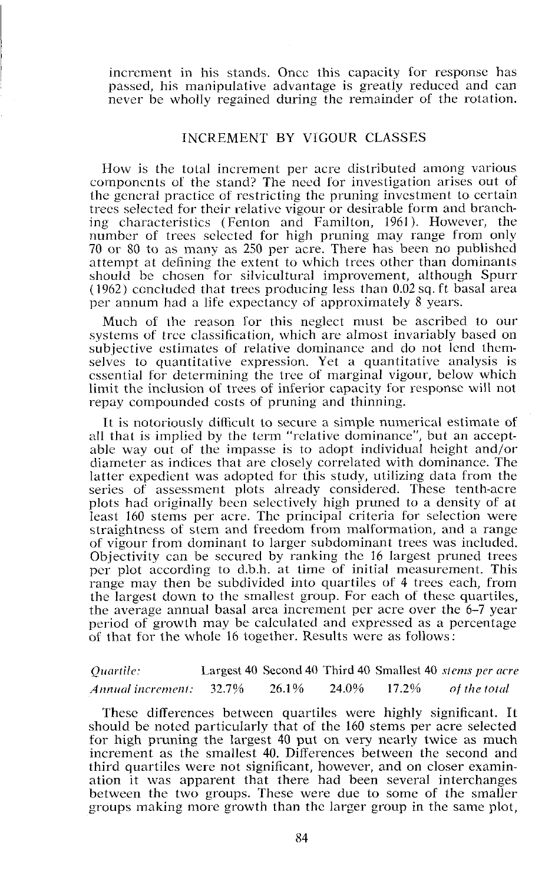increment in his stands. Once this capacity for response has passed, his manipulative advantage is greatly reduced and can never be wholly regained during the remainder of the rotation.

## INCREMENT BY VIGOUR CLASSES

How is the total increment per acre distributed among various components of the stand? The need for investigation arises out of the general practice of restricting the pruning investment to certain trees selected for their relative vigour or desirable form and branching characteristics (Fenton and Familton, 1961). However, the number of trees selected for high pruning may range from only 70 or 80 to as many as 250 per acre. There has been no published attempt at defining the extent to which trees other than dominants should be chosen for silvicultural improvement, although Spurr (1962) concluded that trees producing less than 0.02 sq. ft basal area per annum had a life expectancy of approximately 8 years.

Much of the reason for this neglect must be ascribed to our systems of tree classification, which are almost invariably based on subjective estimates of relative dominance and do not lend themselves to quantitative expression. Yet a quantitative analysis is essential for determining the tree of marginal vigour, below which limit the inclusion of trees of inferior capacity for response will not repay compounded costs of pruning and thinning.

It is notoriously difficult to secure a simple numerical estimate of all that is implied by the term "relative dominance", but an acceptable way out of the impasse is to adopt individual height and/or diameter as indices that are closely correlated with dominance. The latter expedient was adopted for this study, utilizing data from the series of assessment plots already considered. These tenth-acre plots had originally been selectively high pruned to a density of at least 160 stems per acre. The principal criteria for selection were straightness of stem and freedom from malformation, and a range of vigour from dominant to larger subdominant trees was included. Objectivity can be secured by ranking the 16 largest pruned trees per plot according to d.b.h. at time of initial measurement. This range may then be subdivided into quartiles of 4 trees each, from the largest down to the smallest group. For each of these quartiles, the average annual basal area increment per acre over the 6–7 year period of growth may be calculated and expressed as a percentage of that for the whole 16 together. Results were as follows:

| *Quartile:* | Largest 40 | Second 40 | Third 40 | Smallest 40 | *stems per acre* |
|---|---|---|---|---|---|
| *Annual increment:* | 32.7% | 26.1% | 24.0% | 17.2% | *of the total* |

These differences between quartiles were highly significant. It should be noted particularly that of the 160 stems per acre selected for high pruning the largest 40 put on very nearly twice as much increment as the smallest 40. Differences between the second and third quartiles were not significant, however, and on closer examination it was apparent that there had been several interchanges between the two groups. These were due to some of the smaller groups making more growth than the larger group in the same plot,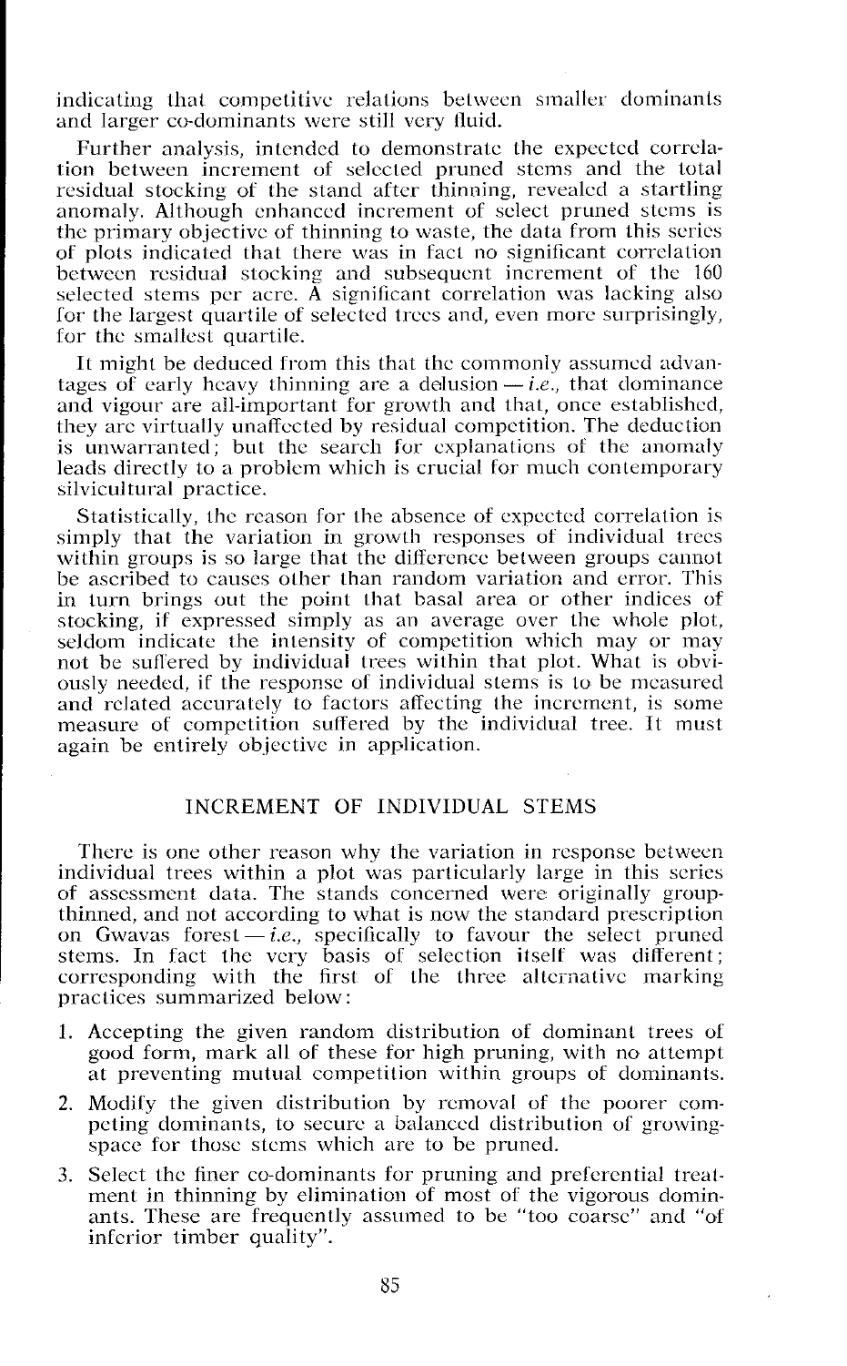indicating that competitive relations between smaller dominants and larger co-dominants were still very fluid.

Further analysis, intended to demonstrate the expected correlation between increment of selected pruned stems and the total residual stocking of the stand after thinning, revealed a startling anomaly. Although enhanced increment of select pruned stems is the primary objective of thinning to waste, the data from this series of plots indicated that there was in fact no significant correlation between residual stocking and subsequent increment of the 160 selected stems per acre. A significant correlation was lacking also for the largest quartile of selected trees and, even more surprisingly, for the smallest quartile.

It might be deduced from this that the commonly assumed advantages of early heavy thinning are a delusion — *i.e.*, that dominance and vigour are all-important for growth and that, once established, they are virtually unaffected by residual competition. The deduction is unwarranted; but the search for explanations of the anomaly leads directly to a problem which is crucial for much contemporary silvicultural practice.

Statistically, the reason for the absence of expected correlation is simply that the variation in growth responses of individual trees within groups is so large that the difference between groups cannot be ascribed to causes other than random variation and error. This in turn brings out the point that basal area or other indices of stocking, if expressed simply as an average over the whole plot, seldom indicate the intensity of competition which may or may not be suffered by individual trees within that plot. What is obviously needed, if the response of individual stems is to be measured and related accurately to factors affecting the increment, is some measure of competition suffered by the individual tree. It must again be entirely objective in application.

## INCREMENT OF INDIVIDUAL STEMS

There is one other reason why the variation in response between individual trees within a plot was particularly large in this series of assessment data. The stands concerned were originally group-thinned, and not according to what is now the standard prescription on Gwavas forest — *i.e.*, specifically to favour the select pruned stems. In fact the very basis of selection itself was different; corresponding with the first of the three alternative marking practices summarized below:

1. Accepting the given random distribution of dominant trees of good form, mark all of these for high pruning, with no attempt at preventing mutual competition within groups of dominants.
2. Modify the given distribution by removal of the poorer competing dominants, to secure a balanced distribution of growing-space for those stems which are to be pruned.
3. Select the finer co-dominants for pruning and preferential treatment in thinning by elimination of most of the vigorous dominants. These are frequently assumed to be "too coarse" and "of inferior timber quality".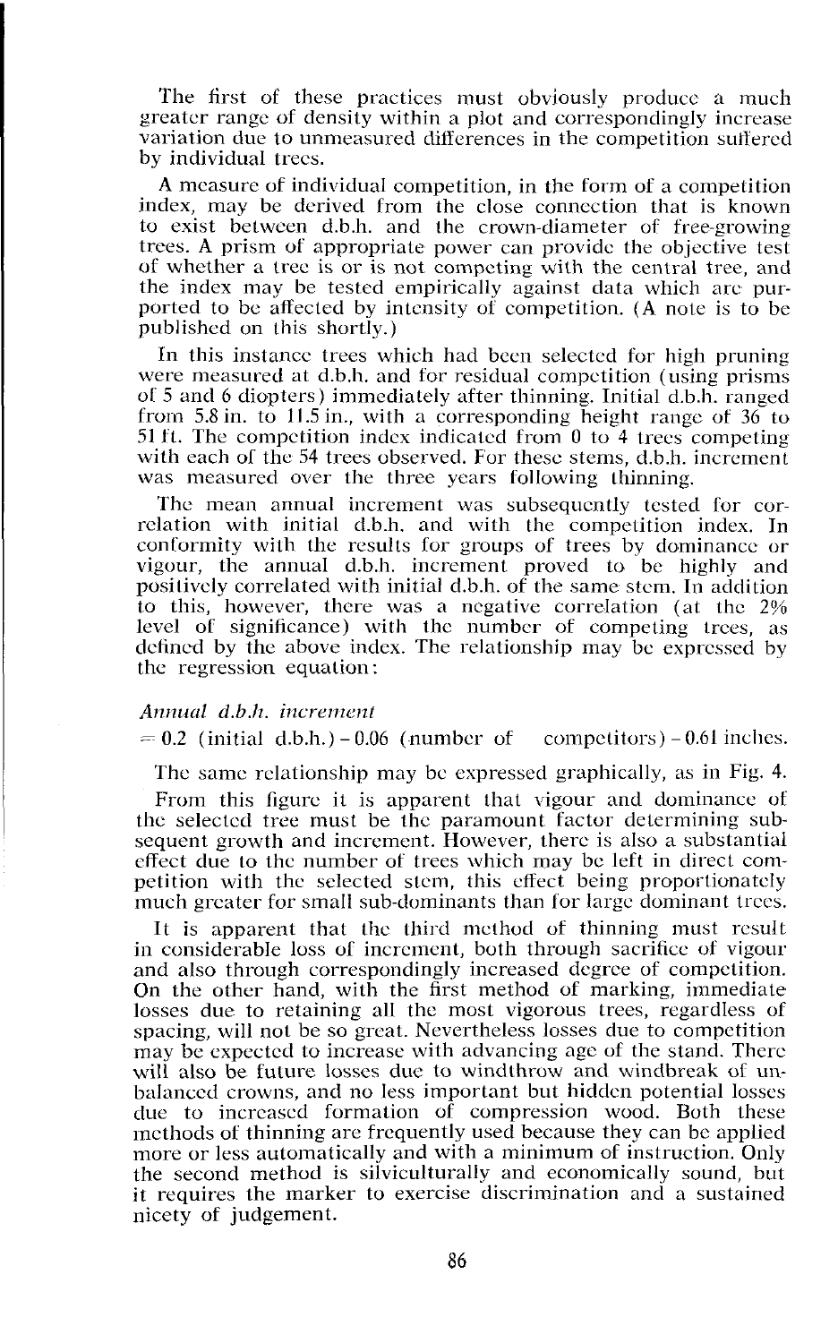The first of these practices must obviously produce a much greater range of density within a plot and correspondingly increase variation due to unmeasured differences in the competition suffered by individual trees.

A measure of individual competition, in the form of a competition index, may be derived from the close connection that is known to exist between d.b.h. and the crown-diameter of free-growing trees. A prism of appropriate power can provide the objective test of whether a tree is or is not competing with the central tree, and the index may be tested empirically against data which are purported to be affected by intensity of competition. (A note is to be published on this shortly.)

In this instance trees which had been selected for high pruning were measured at d.b.h. and for residual competition (using prisms of 5 and 6 diopters) immediately after thinning. Initial d.b.h. ranged from 5.8 in. to 11.5 in., with a corresponding height range of 36 to 51 ft. The competition index indicated from 0 to 4 trees competing with each of the 54 trees observed. For these stems, d.b.h. increment was measured over the three years following thinning.

The mean annual increment was subsequently tested for correlation with initial d.b.h. and with the competition index. In conformity with the results for groups of trees by dominance or vigour, the annual d.b.h. increment proved to be highly and positively correlated with initial d.b.h. of the same stem. In addition to this, however, there was a negative correlation (at the 2% level of significance) with the number of competing trees, as defined by the above index. The relationship may be expressed by the regression equation:

*Annual d.b.h. increment*

$= 0.2$ (initial d.b.h.) $- 0.06$ (number of competitors) $- 0.61$ inches.

The same relationship may be expressed graphically, as in Fig. 4.

From this figure it is apparent that vigour and dominance of the selected tree must be the paramount factor determining subsequent growth and increment. However, there is also a substantial effect due to the number of trees which may be left in direct competition with the selected stem, this effect being proportionately much greater for small sub-dominants than for large dominant trees.

It is apparent that the third method of thinning must result in considerable loss of increment, both through sacrifice of vigour and also through correspondingly increased degree of competition. On the other hand, with the first method of marking, immediate losses due to retaining all the most vigorous trees, regardless of spacing, will not be so great. Nevertheless losses due to competition may be expected to increase with advancing age of the stand. There will also be future losses due to windthrow and windbreak of unbalanced crowns, and no less important but hidden potential losses due to increased formation of compression wood. Both these methods of thinning are frequently used because they can be applied more or less automatically and with a minimum of instruction. Only the second method is silviculturally and economically sound, but it requires the marker to exercise discrimination and a sustained nicety of judgement.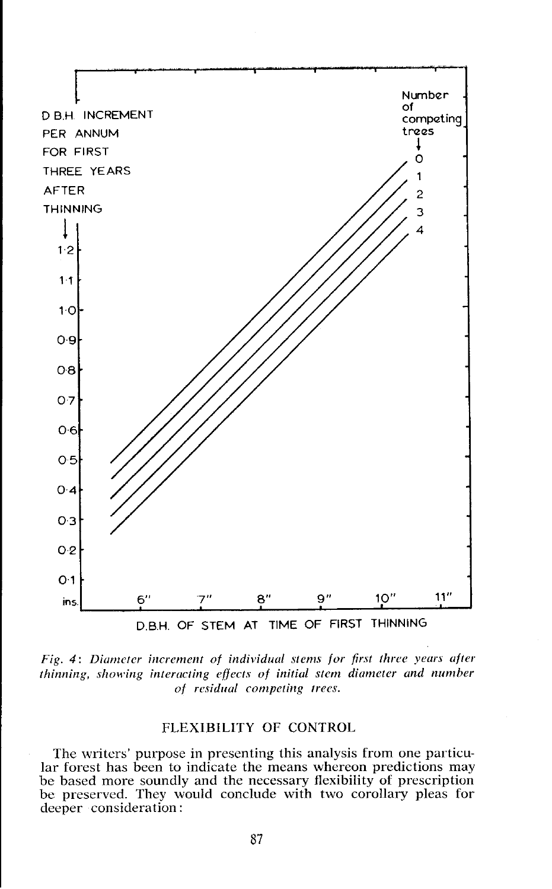*Fig. 4: Diameter increment of individual stems for first three years after thinning, showing interacting effects of initial stem diameter and number of residual competing trees.*

## FLEXIBILITY OF CONTROL

The writers' purpose in presenting this analysis from one particular forest has been to indicate the means whereon predictions may be based more soundly and the necessary flexibility of prescription be preserved. They would conclude with two corollary pleas for deeper consideration: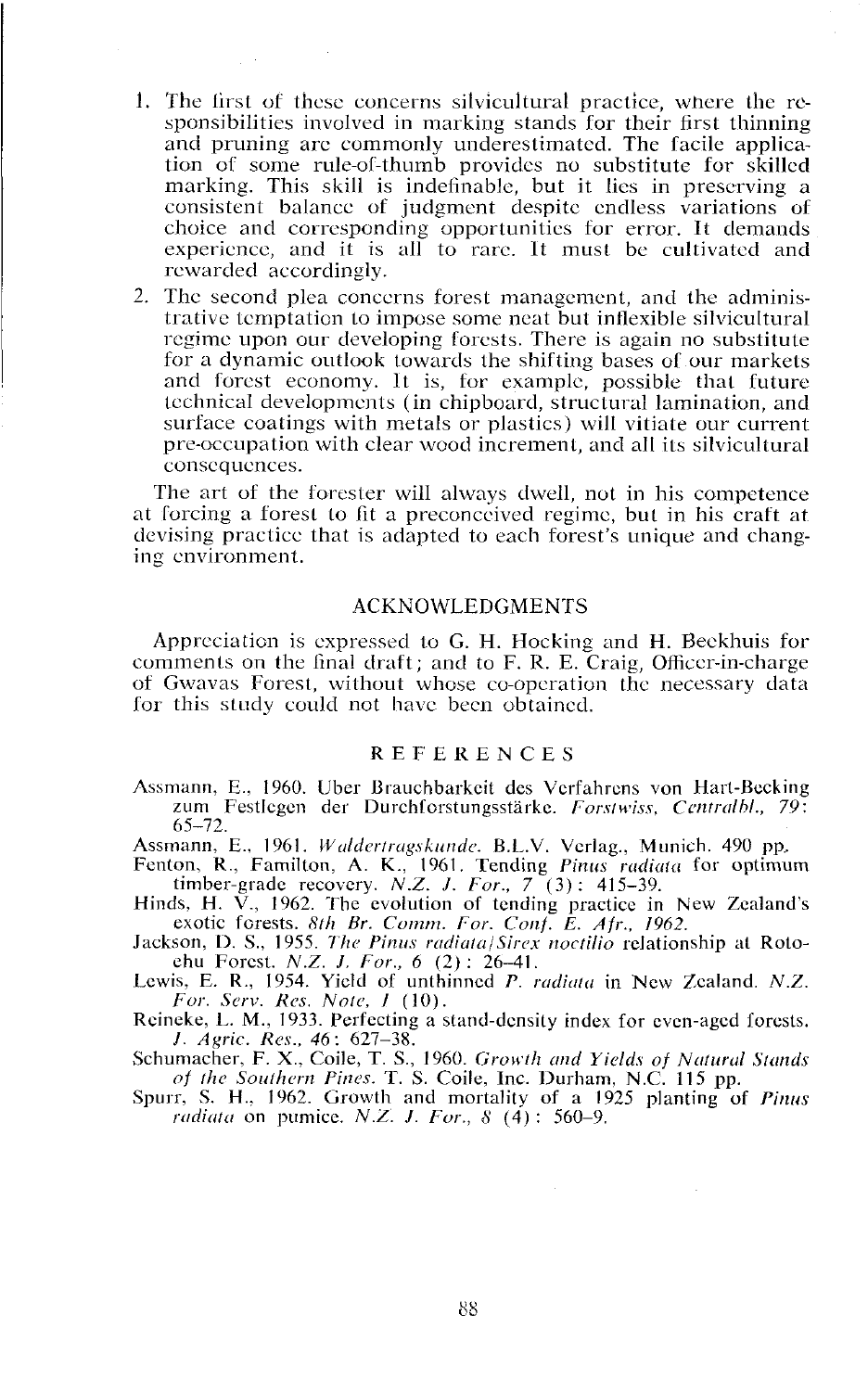1. The first of these concerns silvicultural practice, where the responsibilities involved in marking stands for their first thinning and pruning are commonly underestimated. The facile application of some rule-of-thumb provides no substitute for skilled marking. This skill is indefinable, but it lies in preserving a consistent balance of judgment despite endless variations of choice and corresponding opportunities for error. It demands experience, and it is all to rare. It must be cultivated and rewarded accordingly.
2. The second plea concerns forest management, and the administrative temptation to impose some neat but inflexible silvicultural regime upon our developing forests. There is again no substitute for a dynamic outlook towards the shifting bases of our markets and forest economy. It is, for example, possible that future technical developments (in chipboard, structural lamination, and surface coatings with metals or plastics) will vitiate our current pre-occupation with clear wood increment, and all its silvicultural consequences.

The art of the forester will always dwell, not in his competence at forcing a forest to fit a preconceived regime, but in his craft at devising practice that is adapted to each forest's unique and changing environment.

## ACKNOWLEDGMENTS

Appreciation is expressed to G. H. Hocking and H. Beekhuis for comments on the final draft; and to F. R. E. Craig, Officer-in-charge of Gwavas Forest, without whose co-operation the necessary data for this study could not have been obtained.

## REFERENCES

Assmann, E., 1960. Uber Brauchbarkeit des Verfahrens von Hart-Becking zum Festlegen der Durchforstungsstärke. *Forstwiss. Centralbl.*, *79*: 65–72.

Assmann, E., 1961. *Waldertragskunde*. B.L.V. Verlag., Munich. 490 pp.

Fenton, R., Familton, A. K., 1961. Tending *Pinus radiata* for optimum timber-grade recovery. *N.Z. J. For.*, *7* (3): 415–39.

Hinds, H. V., 1962. The evolution of tending practice in New Zealand's exotic forests. *8th Br. Comm. For. Conf. E. Afr., 1962.*

Jackson, D. S., 1955. *The Pinus radiata/Sirex noctilio* relationship at Rotoehu Forest. *N.Z. J. For.*, *6* (2): 26–41.

Lewis, E. R., 1954. Yield of unthinned *P. radiata* in New Zealand. *N.Z. For. Serv. Res. Note, 1* (10).

Reineke, L. M., 1933. Perfecting a stand-density index for even-aged forests. *J. Agric. Res.*, *46*: 627–38.

Schumacher, F. X., Coile, T. S., 1960. *Growth and Yields of Natural Stands of the Southern Pines*. T. S. Coile, Inc. Durham, N.C. 115 pp.

Spurr, S. H., 1962. Growth and mortality of a 1925 planting of *Pinus radiata* on pumice. *N.Z. J. For.*, *8* (4): 560–9.